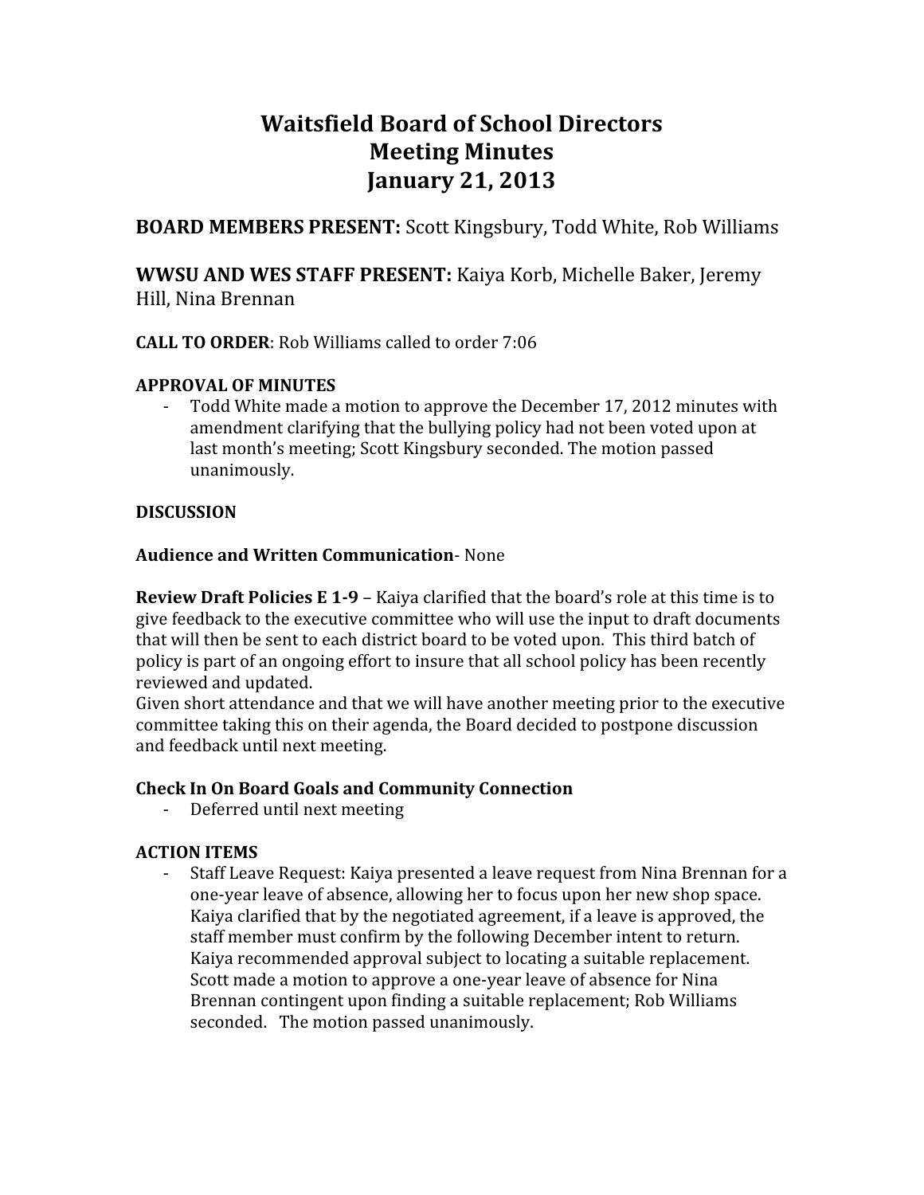# Waitsfield Board of School Directors
# Meeting Minutes
# January 21, 2013

**BOARD MEMBERS PRESENT:** Scott Kingsbury, Todd White, Rob Williams

**WWSU AND WES STAFF PRESENT:** Kaiya Korb, Michelle Baker, Jeremy Hill, Nina Brennan

**CALL TO ORDER**: Rob Williams called to order 7:06

**APPROVAL OF MINUTES**

- Todd White made a motion to approve the December 17, 2012 minutes with amendment clarifying that the bullying policy had not been voted upon at last month's meeting; Scott Kingsbury seconded. The motion passed unanimously.

**DISCUSSION**

**Audience and Written Communication**- None

**Review Draft Policies E 1-9** – Kaiya clarified that the board's role at this time is to give feedback to the executive committee who will use the input to draft documents that will then be sent to each district board to be voted upon. This third batch of policy is part of an ongoing effort to insure that all school policy has been recently reviewed and updated.
Given short attendance and that we will have another meeting prior to the executive committee taking this on their agenda, the Board decided to postpone discussion and feedback until next meeting.

**Check In On Board Goals and Community Connection**

- Deferred until next meeting

**ACTION ITEMS**

- Staff Leave Request: Kaiya presented a leave request from Nina Brennan for a one-year leave of absence, allowing her to focus upon her new shop space. Kaiya clarified that by the negotiated agreement, if a leave is approved, the staff member must confirm by the following December intent to return. Kaiya recommended approval subject to locating a suitable replacement. Scott made a motion to approve a one-year leave of absence for Nina Brennan contingent upon finding a suitable replacement; Rob Williams seconded. The motion passed unanimously.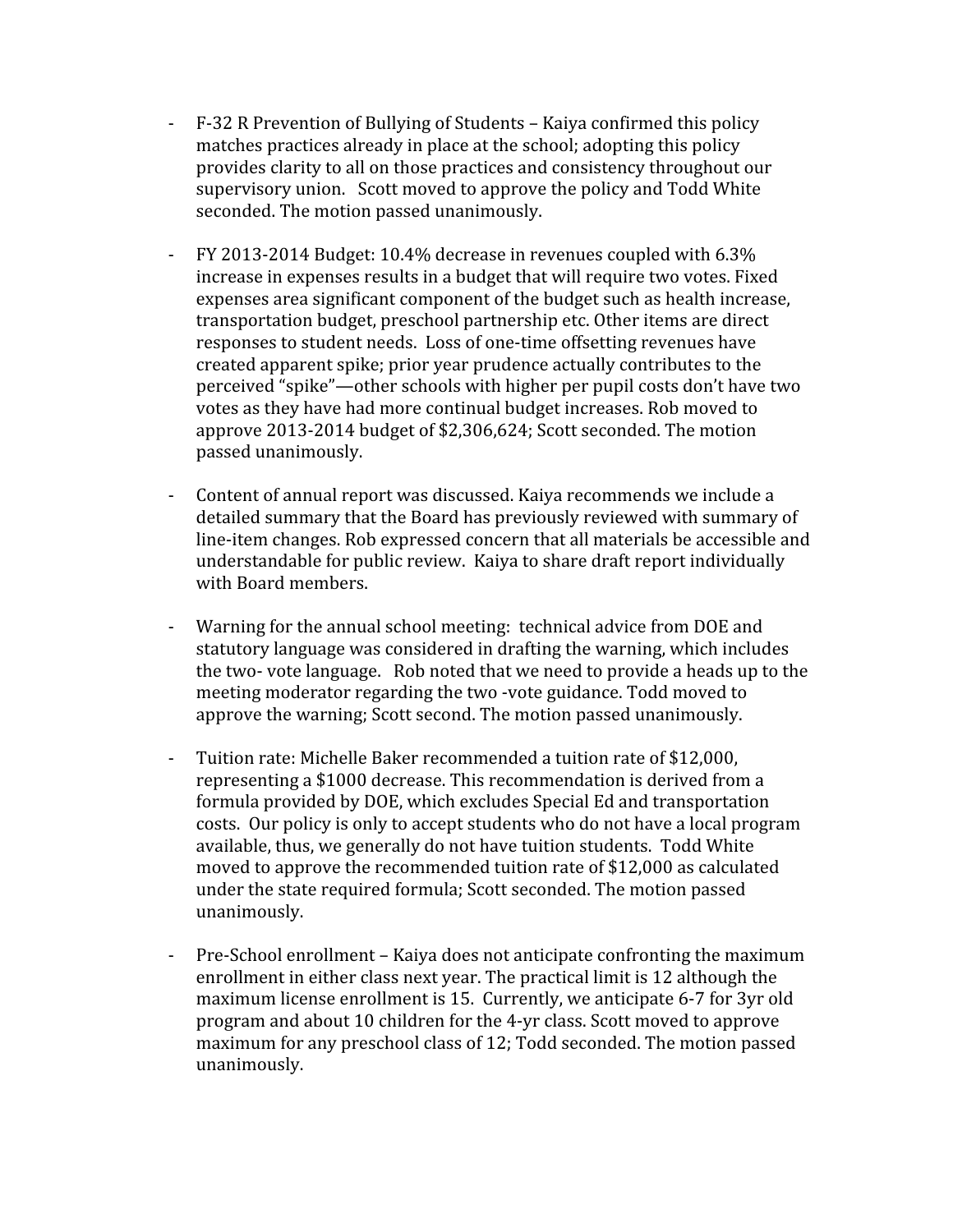- F-32 R Prevention of Bullying of Students – Kaiya confirmed this policy matches practices already in place at the school; adopting this policy provides clarity to all on those practices and consistency throughout our supervisory union. Scott moved to approve the policy and Todd White seconded. The motion passed unanimously.

- FY 2013-2014 Budget: 10.4% decrease in revenues coupled with 6.3% increase in expenses results in a budget that will require two votes. Fixed expenses area significant component of the budget such as health increase, transportation budget, preschool partnership etc. Other items are direct responses to student needs. Loss of one-time offsetting revenues have created apparent spike; prior year prudence actually contributes to the perceived "spike"—other schools with higher per pupil costs don't have two votes as they have had more continual budget increases. Rob moved to approve 2013-2014 budget of $2,306,624; Scott seconded. The motion passed unanimously.

- Content of annual report was discussed. Kaiya recommends we include a detailed summary that the Board has previously reviewed with summary of line-item changes. Rob expressed concern that all materials be accessible and understandable for public review. Kaiya to share draft report individually with Board members.

- Warning for the annual school meeting: technical advice from DOE and statutory language was considered in drafting the warning, which includes the two- vote language. Rob noted that we need to provide a heads up to the meeting moderator regarding the two -vote guidance. Todd moved to approve the warning; Scott second. The motion passed unanimously.

- Tuition rate: Michelle Baker recommended a tuition rate of $12,000, representing a $1000 decrease. This recommendation is derived from a formula provided by DOE, which excludes Special Ed and transportation costs. Our policy is only to accept students who do not have a local program available, thus, we generally do not have tuition students. Todd White moved to approve the recommended tuition rate of $12,000 as calculated under the state required formula; Scott seconded. The motion passed unanimously.

- Pre-School enrollment – Kaiya does not anticipate confronting the maximum enrollment in either class next year. The practical limit is 12 although the maximum license enrollment is 15. Currently, we anticipate 6-7 for 3yr old program and about 10 children for the 4-yr class. Scott moved to approve maximum for any preschool class of 12; Todd seconded. The motion passed unanimously.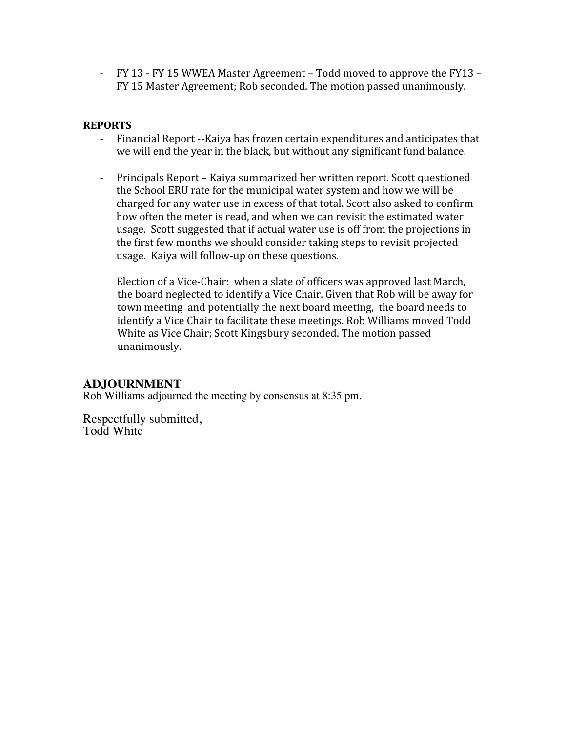- FY 13 - FY 15 WWEA Master Agreement – Todd moved to approve the FY13 – FY 15 Master Agreement; Rob seconded. The motion passed unanimously.

**REPORTS**

- Financial Report --Kaiya has frozen certain expenditures and anticipates that we will end the year in the black, but without any significant fund balance.

- Principals Report – Kaiya summarized her written report. Scott questioned the School ERU rate for the municipal water system and how we will be charged for any water use in excess of that total. Scott also asked to confirm how often the meter is read, and when we can revisit the estimated water usage. Scott suggested that if actual water use is off from the projections in the first few months we should consider taking steps to revisit projected usage. Kaiya will follow-up on these questions.

  Election of a Vice-Chair: when a slate of officers was approved last March, the board neglected to identify a Vice Chair. Given that Rob will be away for town meeting and potentially the next board meeting, the board needs to identify a Vice Chair to facilitate these meetings. Rob Williams moved Todd White as Vice Chair; Scott Kingsbury seconded. The motion passed unanimously.

## ADJOURNMENT

Rob Williams adjourned the meeting by consensus at 8:35 pm.

Respectfully submitted,
Todd White